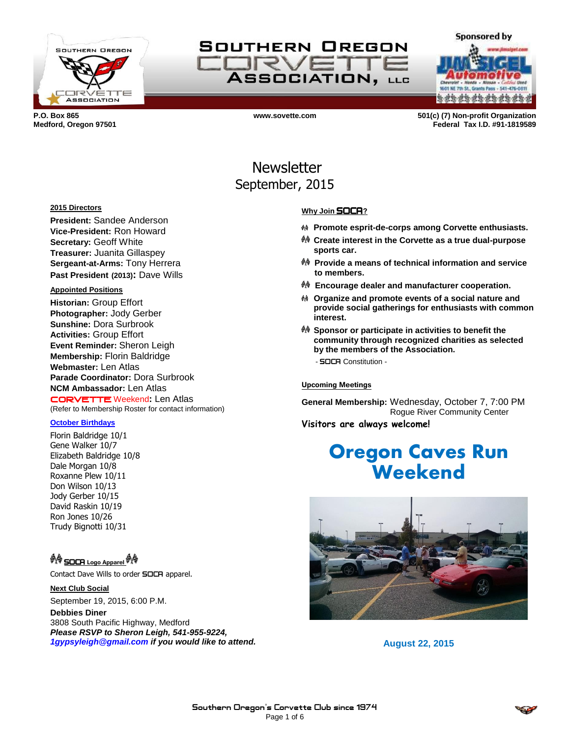# Southern Oregon Corvette Association, LLC

Sponsored by Jim Sigel Automotive

P.O. Box 865
Medford, Oregon 97501

www.sovette.com

501(c) (7) Non-profit Organization
Federal Tax I.D. #91-1819589

# Newsletter
## September, 2015

**2015 Directors**

**President:** Sandee Anderson
**Vice-President:** Ron Howard
**Secretary:** Geoff White
**Treasurer:** Juanita Gillaspey
**Sergeant-at-Arms:** Tony Herrera
**Past President (2013):** Dave Wills

**Appointed Positions**

**Historian:** Group Effort
**Photographer:** Jody Gerber
**Sunshine:** Dora Surbrook
**Activities:** Group Effort
**Event Reminder:** Sheron Leigh
**Membership:** Florin Baldridge
**Webmaster:** Len Atlas
**Parade Coordinator:** Dora Surbrook
**NCM Ambassador:** Len Atlas
CORVETTE Weekend**:** Len Atlas
(Refer to Membership Roster for contact information)

**October Birthdays**

Florin Baldridge 10/1
Gene Walker 10/7
Elizabeth Baldridge 10/8
Dale Morgan 10/8
Roxanne Plew 10/11
Don Wilson 10/13
Jody Gerber 10/15
David Raskin 10/19
Ron Jones 10/26
Trudy Bignotti 10/31

**SOCA Logo Apparel**

Contact Dave Wills to order SOCA apparel.

**Next Club Social**

September 19, 2015, 6:00 P.M.
**Debbies Diner**
3808 South Pacific Highway, Medford
***Please RSVP to Sheron Leigh, 541-955-9224, 1gypsyleigh@gmail.com if you would like to attend.***

**Why Join SOCA?**

- **Promote esprit-de-corps among Corvette enthusiasts.**
- **Create interest in the Corvette as a true dual-purpose sports car.**
- **Provide a means of technical information and service to members.**
- **Encourage dealer and manufacturer cooperation.**
- **Organize and promote events of a social nature and provide social gatherings for enthusiasts with common interest.**
- **Sponsor or participate in activities to benefit the community through recognized charities as selected by the members of the Association.**

- SOCA Constitution -

**Upcoming Meetings**

**General Membership:** Wednesday, October 7, 7:00 PM
Rogue River Community Center

**Visitors are always welcome!**

# Oregon Caves Run Weekend

**August 22, 2015**

Southern Oregon's Corvette Club since 1974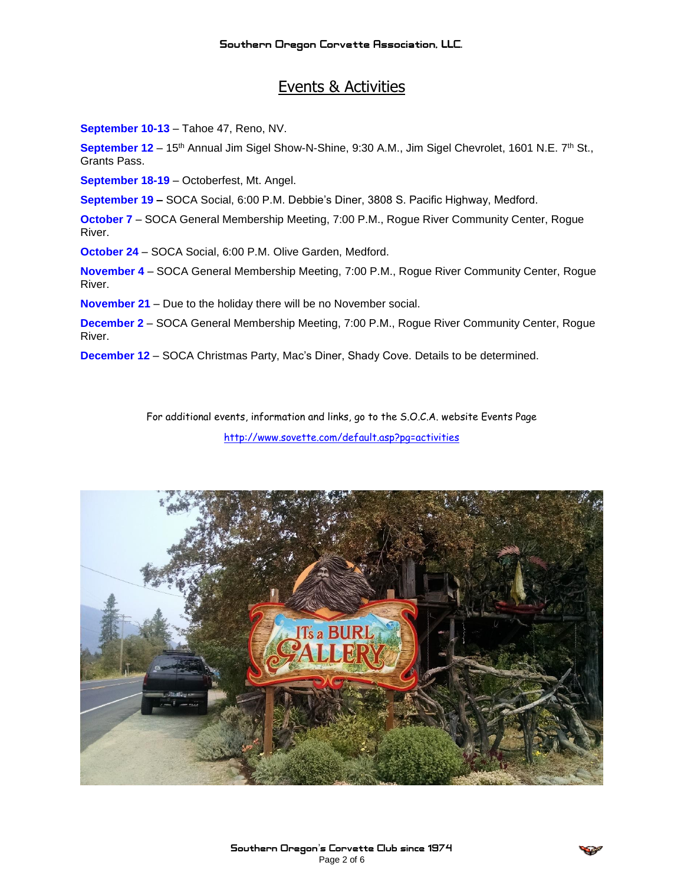# Events & Activities

**September 10-13** – Tahoe 47, Reno, NV.

**September 12** – 15th Annual Jim Sigel Show-N-Shine, 9:30 A.M., Jim Sigel Chevrolet, 1601 N.E. 7th St., Grants Pass.

**September 18-19** – Octoberfest, Mt. Angel.

**September 19** – SOCA Social, 6:00 P.M. Debbie's Diner, 3808 S. Pacific Highway, Medford.

**October 7** – SOCA General Membership Meeting, 7:00 P.M., Rogue River Community Center, Rogue River.

**October 24** – SOCA Social, 6:00 P.M. Olive Garden, Medford.

**November 4** – SOCA General Membership Meeting, 7:00 P.M., Rogue River Community Center, Rogue River.

**November 21** – Due to the holiday there will be no November social.

**December 2** – SOCA General Membership Meeting, 7:00 P.M., Rogue River Community Center, Rogue River.

**December 12** – SOCA Christmas Party, Mac's Diner, Shady Cove. Details to be determined.

For additional events, information and links, go to the S.O.C.A. website Events Page

http://www.sovette.com/default.asp?pg=activities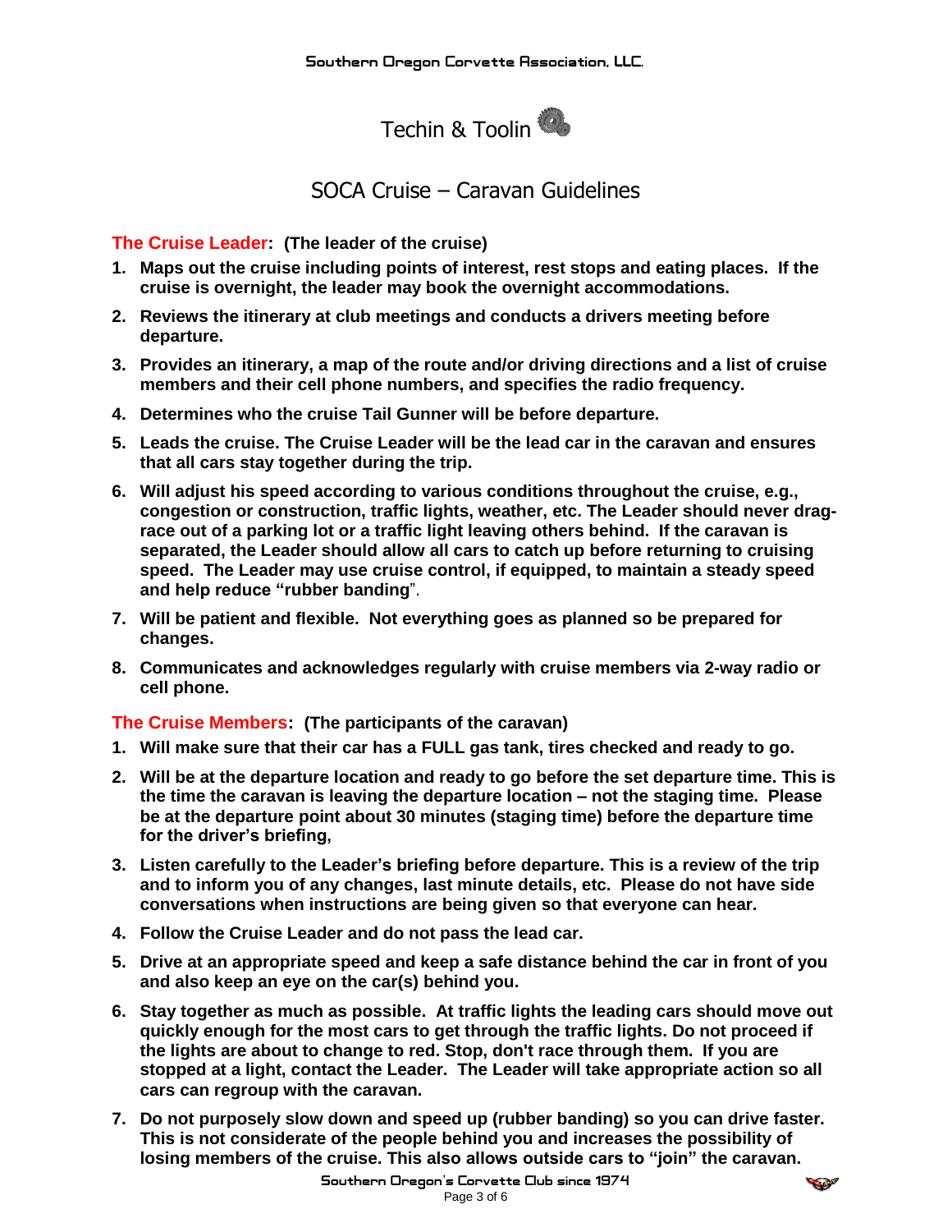# Techin & Toolin

## SOCA Cruise – Caravan Guidelines

**The Cruise Leader: (The leader of the cruise)**

1. **Maps out the cruise including points of interest, rest stops and eating places. If the cruise is overnight, the leader may book the overnight accommodations.**
2. **Reviews the itinerary at club meetings and conducts a drivers meeting before departure.**
3. **Provides an itinerary, a map of the route and/or driving directions and a list of cruise members and their cell phone numbers, and specifies the radio frequency.**
4. **Determines who the cruise Tail Gunner will be before departure.**
5. **Leads the cruise. The Cruise Leader will be the lead car in the caravan and ensures that all cars stay together during the trip.**
6. **Will adjust his speed according to various conditions throughout the cruise, e.g., congestion or construction, traffic lights, weather, etc. The Leader should never drag-race out of a parking lot or a traffic light leaving others behind. If the caravan is separated, the Leader should allow all cars to catch up before returning to cruising speed. The Leader may use cruise control, if equipped, to maintain a steady speed and help reduce "rubber banding"**.
7. **Will be patient and flexible. Not everything goes as planned so be prepared for changes.**
8. **Communicates and acknowledges regularly with cruise members via 2-way radio or cell phone.**

**The Cruise Members: (The participants of the caravan)**

1. **Will make sure that their car has a FULL gas tank, tires checked and ready to go.**
2. **Will be at the departure location and ready to go before the set departure time. This is the time the caravan is leaving the departure location – not the staging time. Please be at the departure point about 30 minutes (staging time) before the departure time for the driver's briefing,**
3. **Listen carefully to the Leader's briefing before departure. This is a review of the trip and to inform you of any changes, last minute details, etc. Please do not have side conversations when instructions are being given so that everyone can hear.**
4. **Follow the Cruise Leader and do not pass the lead car.**
5. **Drive at an appropriate speed and keep a safe distance behind the car in front of you and also keep an eye on the car(s) behind you.**
6. **Stay together as much as possible. At traffic lights the leading cars should move out quickly enough for the most cars to get through the traffic lights. Do not proceed if the lights are about to change to red. Stop, don't race through them. If you are stopped at a light, contact the Leader. The Leader will take appropriate action so all cars can regroup with the caravan.**
7. **Do not purposely slow down and speed up (rubber banding) so you can drive faster. This is not considerate of the people behind you and increases the possibility of losing members of the cruise. This also allows outside cars to "join" the caravan.**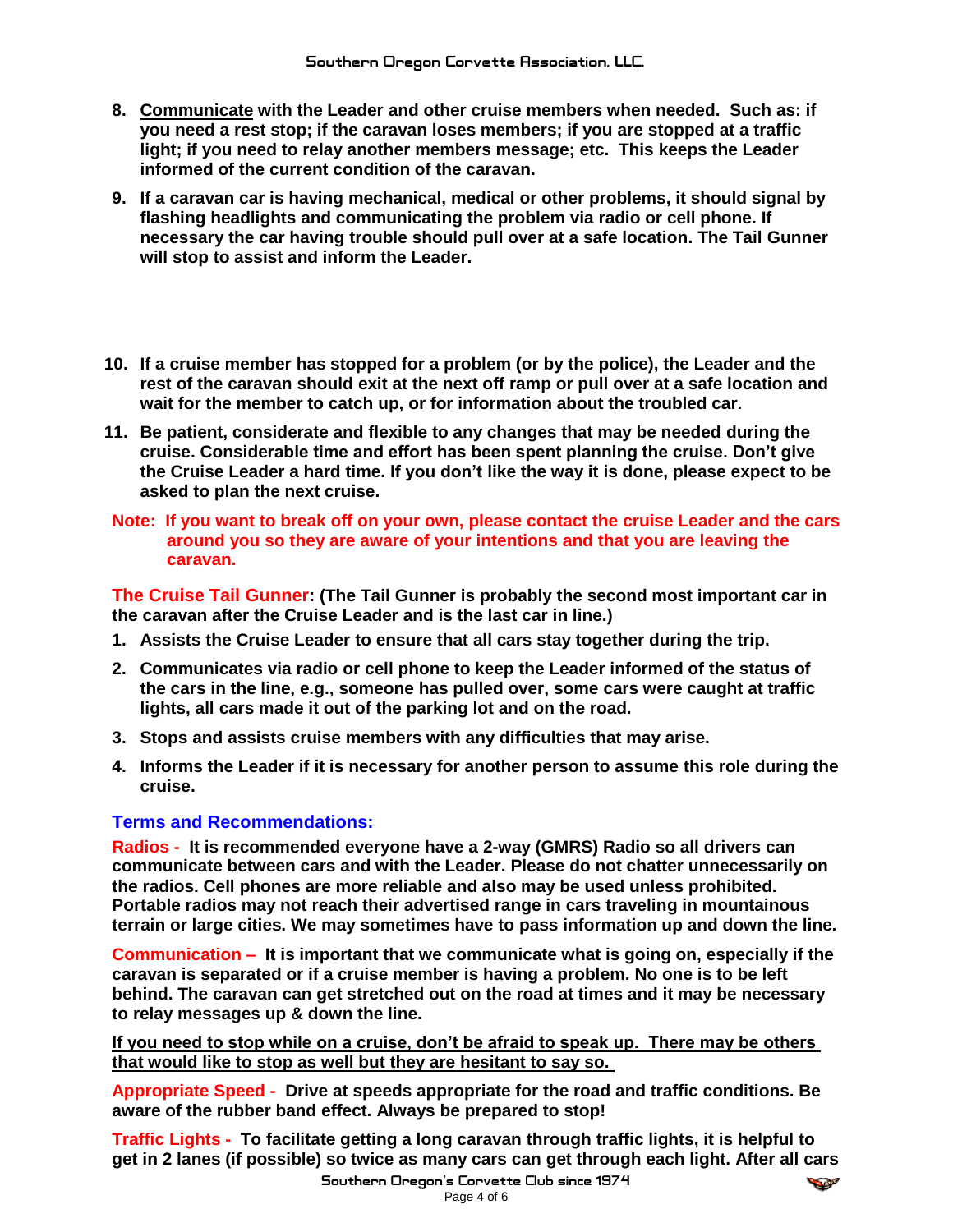8. **<u>Communicate</u> with the Leader and other cruise members when needed. Such as: if you need a rest stop; if the caravan loses members; if you are stopped at a traffic light; if you need to relay another members message; etc. This keeps the Leader informed of the current condition of the caravan.**

9. **If a caravan car is having mechanical, medical or other problems, it should signal by flashing headlights and communicating the problem via radio or cell phone. If necessary the car having trouble should pull over at a safe location. The Tail Gunner will stop to assist and inform the Leader.**

10. **If a cruise member has stopped for a problem (or by the police), the Leader and the rest of the caravan should exit at the next off ramp or pull over at a safe location and wait for the member to catch up, or for information about the troubled car.**

11. **Be patient, considerate and flexible to any changes that may be needed during the cruise. Considerable time and effort has been spent planning the cruise. Don't give the Cruise Leader a hard time. If you don't like the way it is done, please expect to be asked to plan the next cruise.**

**Note: If you want to break off on your own, please contact the cruise Leader and the cars around you so they are aware of your intentions and that you are leaving the caravan.**

**The Cruise Tail Gunner: (The Tail Gunner is probably the second most important car in the caravan after the Cruise Leader and is the last car in line.)**

1. **Assists the Cruise Leader to ensure that all cars stay together during the trip.**
2. **Communicates via radio or cell phone to keep the Leader informed of the status of the cars in the line, e.g., someone has pulled over, some cars were caught at traffic lights, all cars made it out of the parking lot and on the road.**
3. **Stops and assists cruise members with any difficulties that may arise.**
4. **Informs the Leader if it is necessary for another person to assume this role during the cruise.**

## Terms and Recommendations:

**Radios - It is recommended everyone have a 2-way (GMRS) Radio so all drivers can communicate between cars and with the Leader. Please do not chatter unnecessarily on the radios. Cell phones are more reliable and also may be used unless prohibited. Portable radios may not reach their advertised range in cars traveling in mountainous terrain or large cities. We may sometimes have to pass information up and down the line.**

**Communication – It is important that we communicate what is going on, especially if the caravan is separated or if a cruise member is having a problem. No one is to be left behind. The caravan can get stretched out on the road at times and it may be necessary to relay messages up & down the line.**

**<u>If you need to stop while on a cruise, don't be afraid to speak up. There may be others that would like to stop as well but they are hesitant to say so.</u>**

**Appropriate Speed - Drive at speeds appropriate for the road and traffic conditions. Be aware of the rubber band effect. Always be prepared to stop!**

**Traffic Lights - To facilitate getting a long caravan through traffic lights, it is helpful to get in 2 lanes (if possible) so twice as many cars can get through each light. After all cars**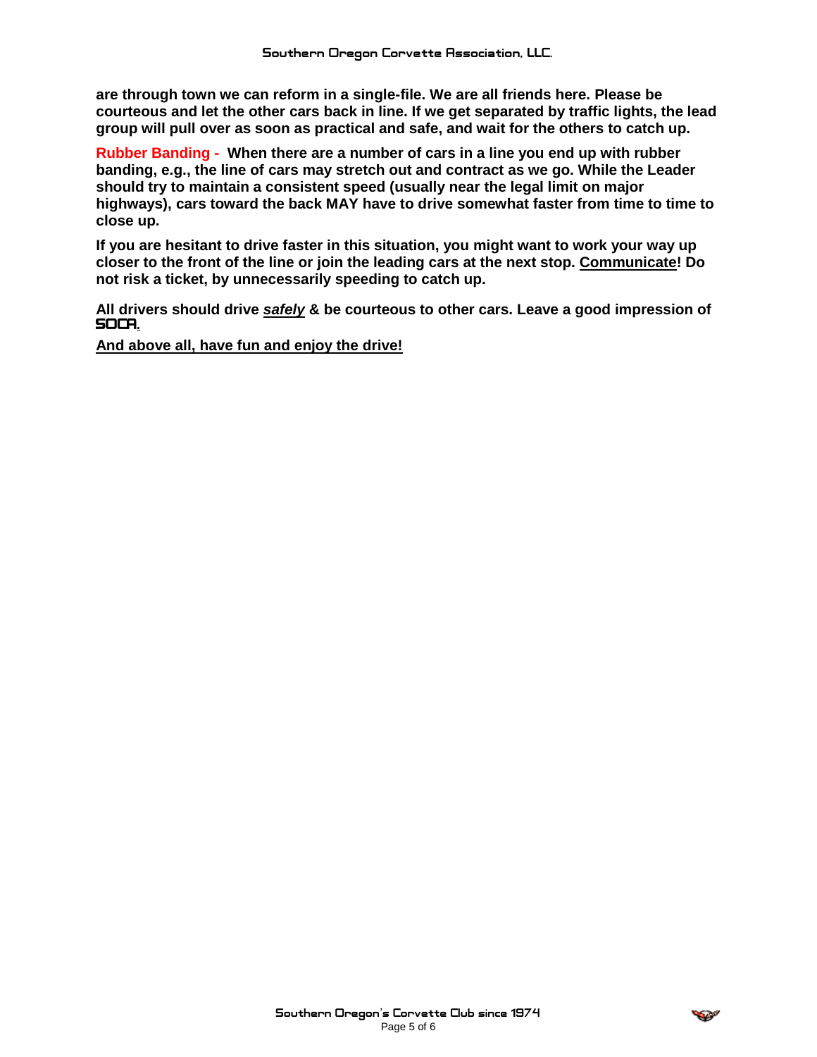**are through town we can reform in a single-file. We are all friends here. Please be courteous and let the other cars back in line. If we get separated by traffic lights, the lead group will pull over as soon as practical and safe, and wait for the others to catch up.**

**Rubber Banding -** **When there are a number of cars in a line you end up with rubber banding, e.g., the line of cars may stretch out and contract as we go. While the Leader should try to maintain a consistent speed (usually near the legal limit on major highways), cars toward the back MAY have to drive somewhat faster from time to time to close up.**

**If you are hesitant to drive faster in this situation, you might want to work your way up closer to the front of the line or join the leading cars at the next stop. <u>Communicate</u>! Do not risk a ticket, by unnecessarily speeding to catch up.**

**All drivers should drive *<u>safely</u>* & be courteous to other cars. Leave a good impression of SOCA.**

**<u>And above all, have fun and enjoy the drive!</u>**